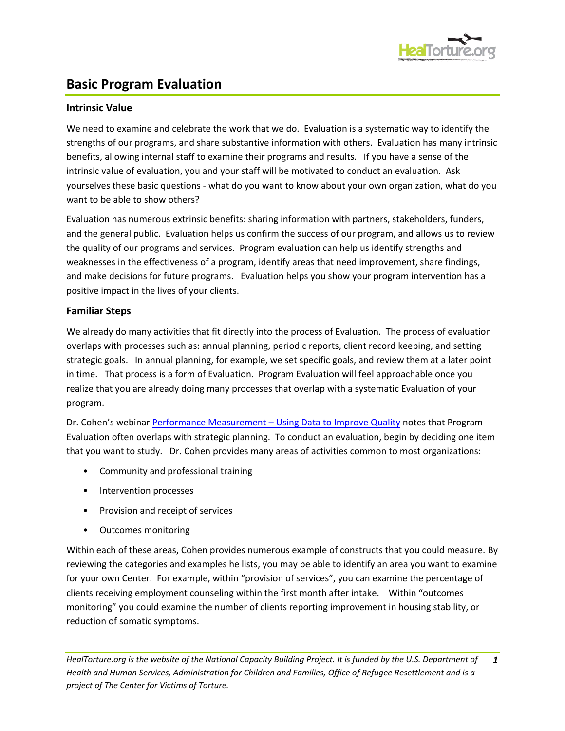# Basic Program Evaluation

### Intrinsic Value

We need to examine and celebrate the work that we do. Evaluation is a systematic way to identify the strengths of our programs, and share substantive information with others. Evaluation has many intrinsic benefits, allowing internal staff to examine their programs and results. If you have a sense of the intrinsic value of evaluation, you and your staff will be motivated to conduct an evaluation. Ask yourselves these basic questions - what do you want to know about your own organization, what do you want to be able to show others?

Evaluation has numerous extrinsic benefits: sharing information with partners, stakeholders, funders, and the general public. Evaluation helps us confirm the success of our program, and allows us to review the quality of our programs and services. Program evaluation can help us identify strengths and weaknesses in the effectiveness of a program, identify areas that need improvement, share findings, and make decisions for future programs. Evaluation helps you show your program intervention has a positive impact in the lives of your clients.

### Familiar Steps

We already do many activities that fit directly into the process of Evaluation. The process of evaluation overlaps with processes such as: annual planning, periodic reports, client record keeping, and setting strategic goals. In annual planning, for example, we set specific goals, and review them at a later point in time. That process is a form of Evaluation. Program Evaluation will feel approachable once you realize that you are already doing many processes that overlap with a systematic Evaluation of your program.

Dr. Cohen's webinar Performance Measurement – Using Data to Improve Quality notes that Program Evaluation often overlaps with strategic planning. To conduct an evaluation, begin by deciding one item that you want to study. Dr. Cohen provides many areas of activities common to most organizations:

- Community and professional training
- Intervention processes
- Provision and receipt of services
- Outcomes monitoring

Within each of these areas, Cohen provides numerous example of constructs that you could measure. By reviewing the categories and examples he lists, you may be able to identify an area you want to examine for your own Center. For example, within "provision of services", you can examine the percentage of clients receiving employment counseling within the first month after intake. Within "outcomes monitoring" you could examine the number of clients reporting improvement in housing stability, or reduction of somatic symptoms.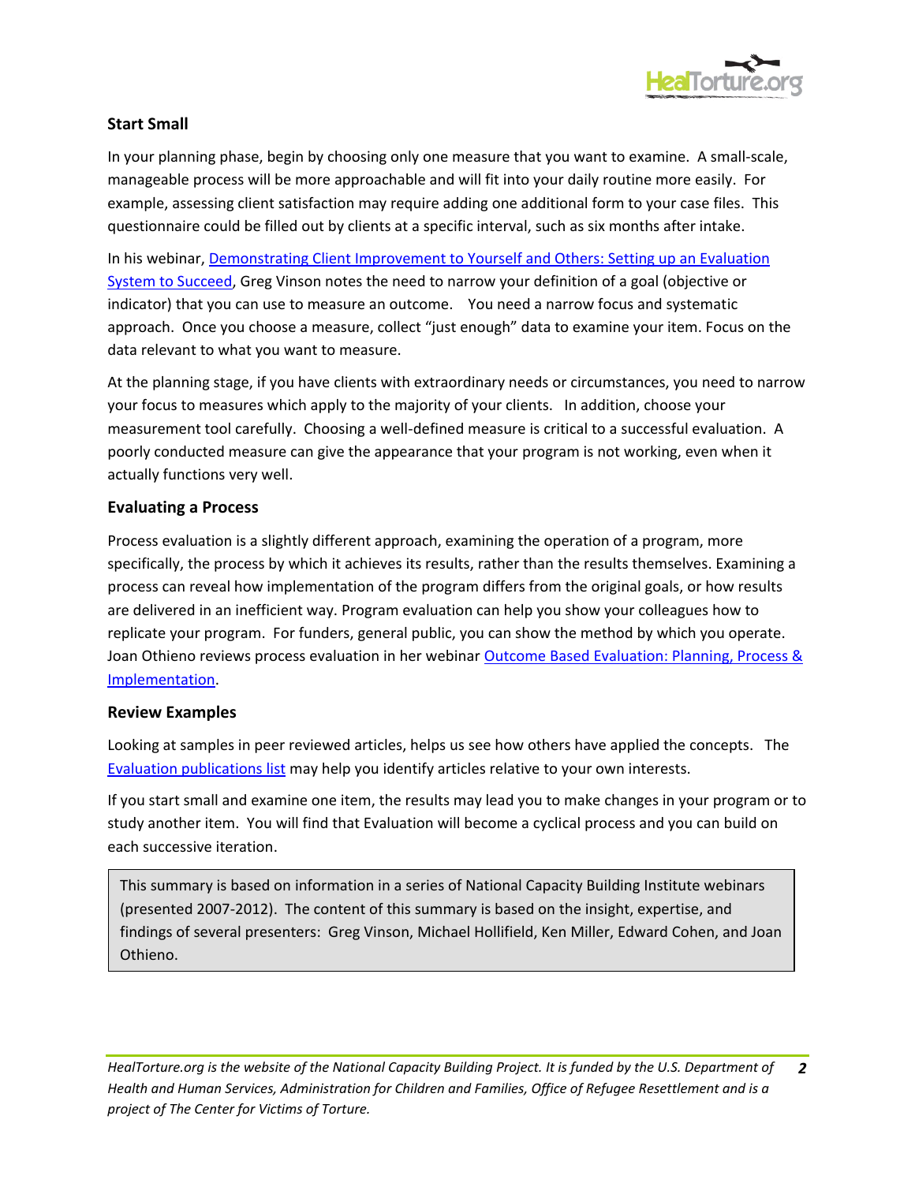### Start Small

In your planning phase, begin by choosing only one measure that you want to examine. A small-scale, manageable process will be more approachable and will fit into your daily routine more easily. For example, assessing client satisfaction may require adding one additional form to your case files. This questionnaire could be filled out by clients at a specific interval, such as six months after intake.

In his webinar, Demonstrating Client Improvement to Yourself and Others: Setting up an Evaluation System to Succeed, Greg Vinson notes the need to narrow your definition of a goal (objective or indicator) that you can use to measure an outcome. You need a narrow focus and systematic approach. Once you choose a measure, collect "just enough" data to examine your item. Focus on the data relevant to what you want to measure.

At the planning stage, if you have clients with extraordinary needs or circumstances, you need to narrow your focus to measures which apply to the majority of your clients. In addition, choose your measurement tool carefully. Choosing a well-defined measure is critical to a successful evaluation. A poorly conducted measure can give the appearance that your program is not working, even when it actually functions very well.

### Evaluating a Process

Process evaluation is a slightly different approach, examining the operation of a program, more specifically, the process by which it achieves its results, rather than the results themselves. Examining a process can reveal how implementation of the program differs from the original goals, or how results are delivered in an inefficient way. Program evaluation can help you show your colleagues how to replicate your program. For funders, general public, you can show the method by which you operate. Joan Othieno reviews process evaluation in her webinar Outcome Based Evaluation: Planning, Process & Implementation.

### Review Examples

Looking at samples in peer reviewed articles, helps us see how others have applied the concepts. The Evaluation publications list may help you identify articles relative to your own interests.

If you start small and examine one item, the results may lead you to make changes in your program or to study another item. You will find that Evaluation will become a cyclical process and you can build on each successive iteration.

This summary is based on information in a series of National Capacity Building Institute webinars (presented 2007-2012). The content of this summary is based on the insight, expertise, and findings of several presenters: Greg Vinson, Michael Hollifield, Ken Miller, Edward Cohen, and Joan Othieno.